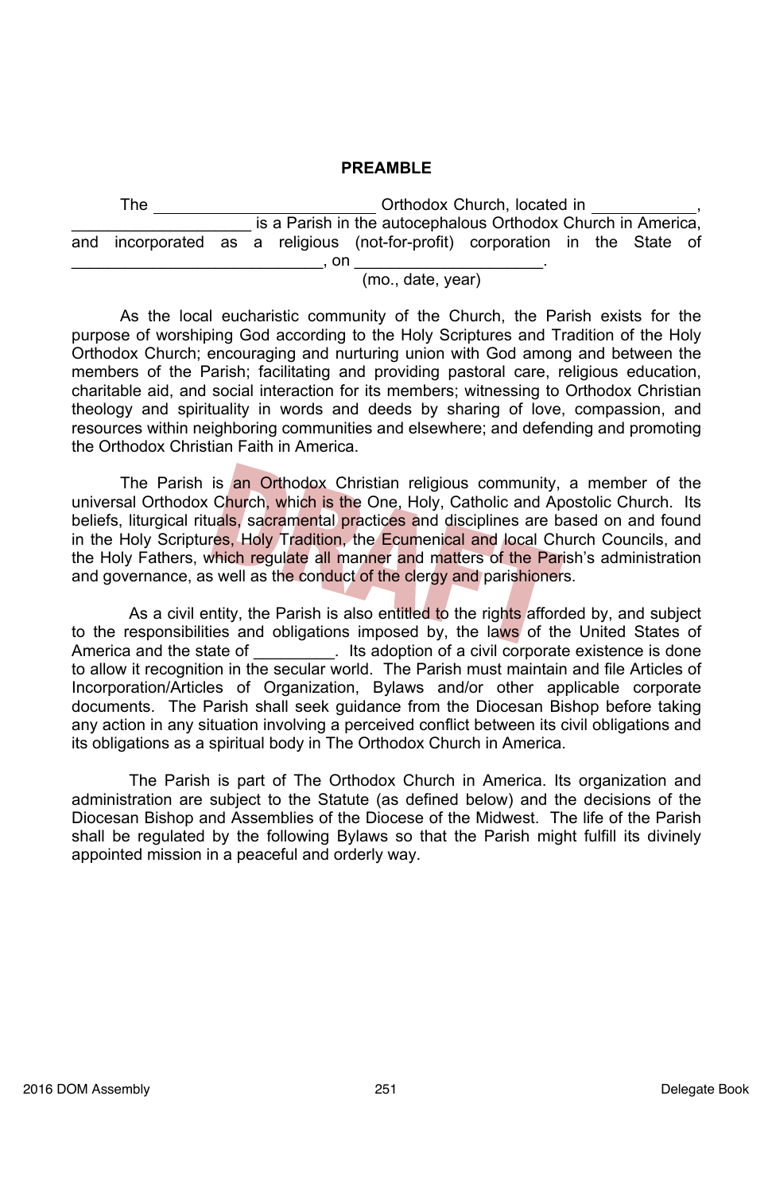## PREAMBLE

The __________________________ Orthodox Church, located in ____________, _____________________ is a Parish in the autocephalous Orthodox Church in America, and incorporated as a religious (not-for-profit) corporation in the State of _____________________________, on _____________________.
(mo., date, year)

As the local eucharistic community of the Church, the Parish exists for the purpose of worshiping God according to the Holy Scriptures and Tradition of the Holy Orthodox Church; encouraging and nurturing union with God among and between the members of the Parish; facilitating and providing pastoral care, religious education, charitable aid, and social interaction for its members; witnessing to Orthodox Christian theology and spirituality in words and deeds by sharing of love, compassion, and resources within neighboring communities and elsewhere; and defending and promoting the Orthodox Christian Faith in America.

The Parish is an Orthodox Christian religious community, a member of the universal Orthodox Church, which is the One, Holy, Catholic and Apostolic Church. Its beliefs, liturgical rituals, sacramental practices and disciplines are based on and found in the Holy Scriptures, Holy Tradition, the Ecumenical and local Church Councils, and the Holy Fathers, which regulate all manner and matters of the Parish's administration and governance, as well as the conduct of the clergy and parishioners.

As a civil entity, the Parish is also entitled to the rights afforded by, and subject to the responsibilities and obligations imposed by, the laws of the United States of America and the state of _________. Its adoption of a civil corporate existence is done to allow it recognition in the secular world. The Parish must maintain and file Articles of Incorporation/Articles of Organization, Bylaws and/or other applicable corporate documents. The Parish shall seek guidance from the Diocesan Bishop before taking any action in any situation involving a perceived conflict between its civil obligations and its obligations as a spiritual body in The Orthodox Church in America.

The Parish is part of The Orthodox Church in America. Its organization and administration are subject to the Statute (as defined below) and the decisions of the Diocesan Bishop and Assemblies of the Diocese of the Midwest. The life of the Parish shall be regulated by the following Bylaws so that the Parish might fulfill its divinely appointed mission in a peaceful and orderly way.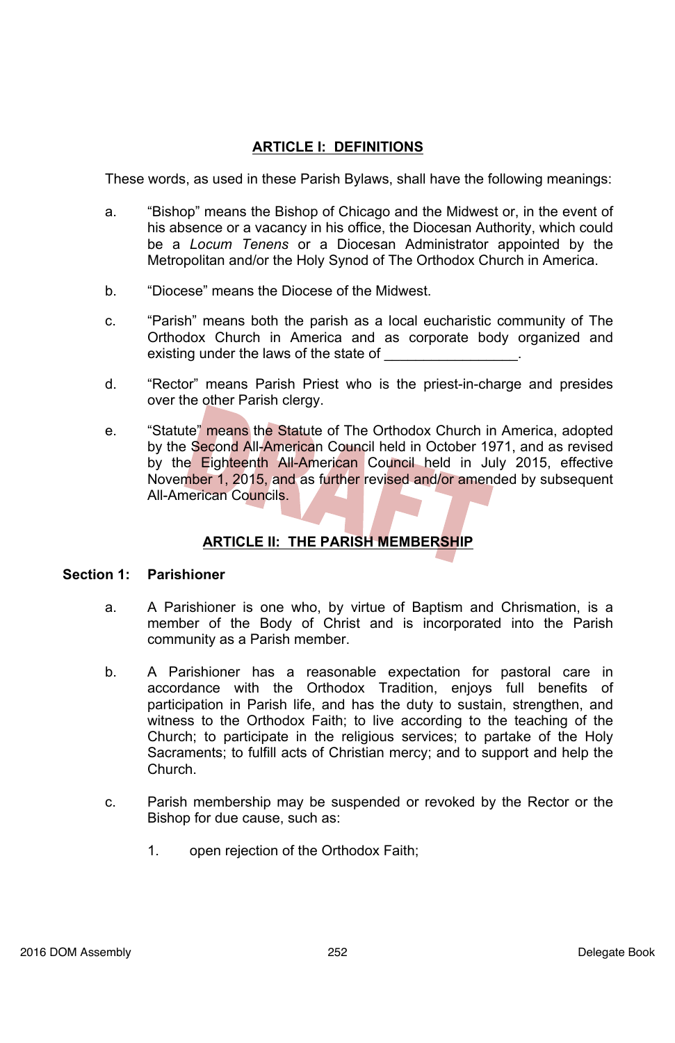## ARTICLE I: DEFINITIONS

These words, as used in these Parish Bylaws, shall have the following meanings:

a. "Bishop" means the Bishop of Chicago and the Midwest or, in the event of his absence or a vacancy in his office, the Diocesan Authority, which could be a *Locum Tenens* or a Diocesan Administrator appointed by the Metropolitan and/or the Holy Synod of The Orthodox Church in America.

b. "Diocese" means the Diocese of the Midwest.

c. "Parish" means both the parish as a local eucharistic community of The Orthodox Church in America and as corporate body organized and existing under the laws of the state of _________________.

d. "Rector" means Parish Priest who is the priest-in-charge and presides over the other Parish clergy.

e. "Statute" means the Statute of The Orthodox Church in America, adopted by the Second All-American Council held in October 1971, and as revised by the Eighteenth All-American Council held in July 2015, effective November 1, 2015, and as further revised and/or amended by subsequent All-American Councils.

## ARTICLE II: THE PARISH MEMBERSHIP

### Section 1: Parishioner

a. A Parishioner is one who, by virtue of Baptism and Chrismation, is a member of the Body of Christ and is incorporated into the Parish community as a Parish member.

b. A Parishioner has a reasonable expectation for pastoral care in accordance with the Orthodox Tradition, enjoys full benefits of participation in Parish life, and has the duty to sustain, strengthen, and witness to the Orthodox Faith; to live according to the teaching of the Church; to participate in the religious services; to partake of the Holy Sacraments; to fulfill acts of Christian mercy; and to support and help the Church.

c. Parish membership may be suspended or revoked by the Rector or the Bishop for due cause, such as:

   1. open rejection of the Orthodox Faith;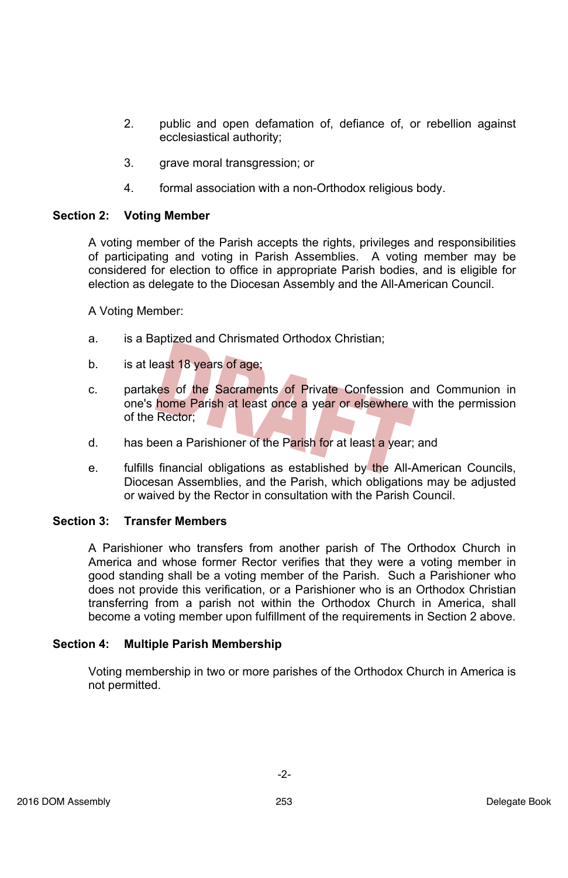2. public and open defamation of, defiance of, or rebellion against ecclesiastical authority;

3. grave moral transgression; or

4. formal association with a non-Orthodox religious body.

**Section 2: Voting Member**

A voting member of the Parish accepts the rights, privileges and responsibilities of participating and voting in Parish Assemblies. A voting member may be considered for election to office in appropriate Parish bodies, and is eligible for election as delegate to the Diocesan Assembly and the All-American Council.

A Voting Member:

a. is a Baptized and Chrismated Orthodox Christian;

b. is at least 18 years of age;

c. partakes of the Sacraments of Private Confession and Communion in one's home Parish at least once a year or elsewhere with the permission of the Rector;

d. has been a Parishioner of the Parish for at least a year; and

e. fulfills financial obligations as established by the All-American Councils, Diocesan Assemblies, and the Parish, which obligations may be adjusted or waived by the Rector in consultation with the Parish Council.

**Section 3: Transfer Members**

A Parishioner who transfers from another parish of The Orthodox Church in America and whose former Rector verifies that they were a voting member in good standing shall be a voting member of the Parish. Such a Parishioner who does not provide this verification, or a Parishioner who is an Orthodox Christian transferring from a parish not within the Orthodox Church in America, shall become a voting member upon fulfillment of the requirements in Section 2 above.

**Section 4: Multiple Parish Membership**

Voting membership in two or more parishes of the Orthodox Church in America is not permitted.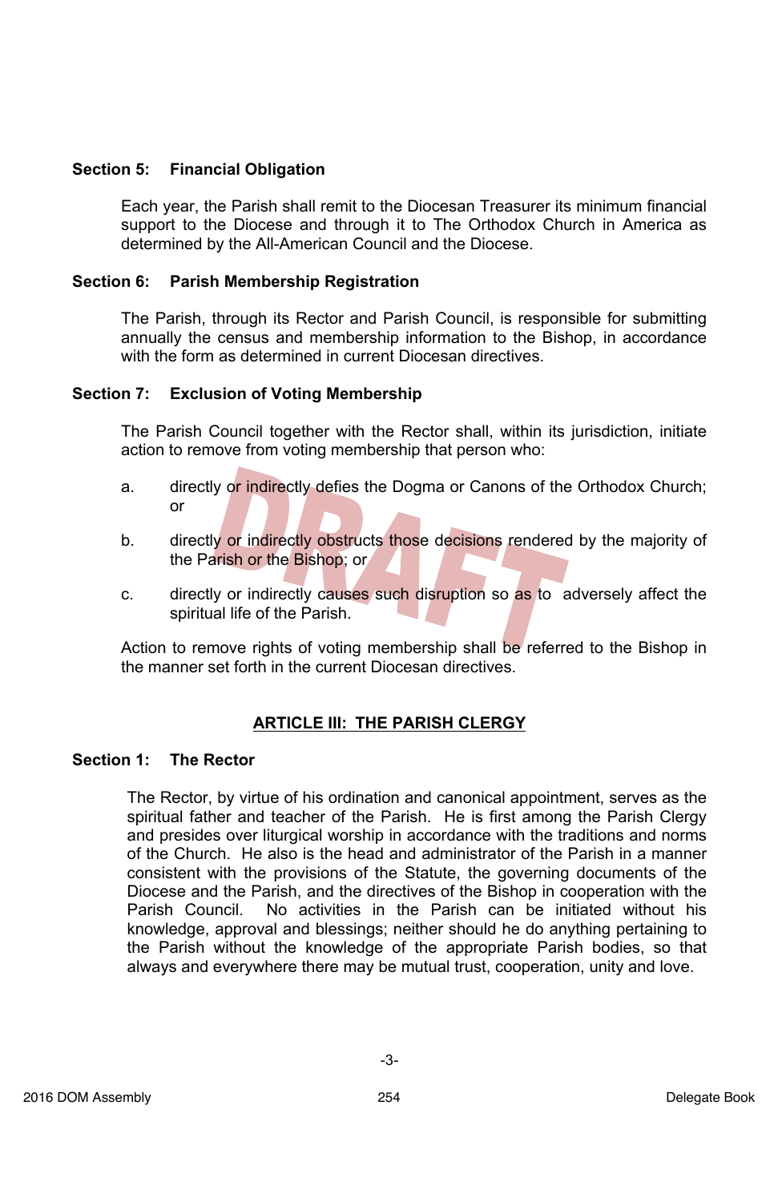**Section 5: Financial Obligation**

Each year, the Parish shall remit to the Diocesan Treasurer its minimum financial support to the Diocese and through it to The Orthodox Church in America as determined by the All-American Council and the Diocese.

**Section 6: Parish Membership Registration**

The Parish, through its Rector and Parish Council, is responsible for submitting annually the census and membership information to the Bishop, in accordance with the form as determined in current Diocesan directives.

**Section 7: Exclusion of Voting Membership**

The Parish Council together with the Rector shall, within its jurisdiction, initiate action to remove from voting membership that person who:

a. directly or indirectly defies the Dogma or Canons of the Orthodox Church; or

b. directly or indirectly obstructs those decisions rendered by the majority of the Parish or the Bishop; or

c. directly or indirectly causes such disruption so as to adversely affect the spiritual life of the Parish.

Action to remove rights of voting membership shall be referred to the Bishop in the manner set forth in the current Diocesan directives.

## ARTICLE III: THE PARISH CLERGY

**Section 1: The Rector**

The Rector, by virtue of his ordination and canonical appointment, serves as the spiritual father and teacher of the Parish. He is first among the Parish Clergy and presides over liturgical worship in accordance with the traditions and norms of the Church. He also is the head and administrator of the Parish in a manner consistent with the provisions of the Statute, the governing documents of the Diocese and the Parish, and the directives of the Bishop in cooperation with the Parish Council. No activities in the Parish can be initiated without his knowledge, approval and blessings; neither should he do anything pertaining to the Parish without the knowledge of the appropriate Parish bodies, so that always and everywhere there may be mutual trust, cooperation, unity and love.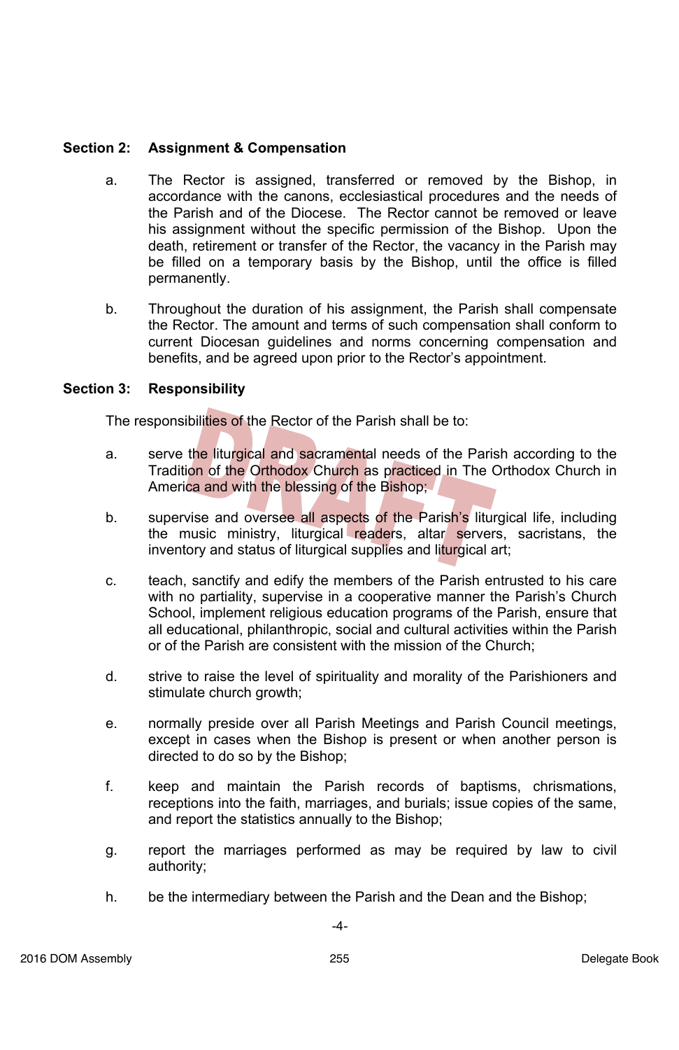**Section 2: Assignment & Compensation**

a. The Rector is assigned, transferred or removed by the Bishop, in accordance with the canons, ecclesiastical procedures and the needs of the Parish and of the Diocese. The Rector cannot be removed or leave his assignment without the specific permission of the Bishop. Upon the death, retirement or transfer of the Rector, the vacancy in the Parish may be filled on a temporary basis by the Bishop, until the office is filled permanently.

b. Throughout the duration of his assignment, the Parish shall compensate the Rector. The amount and terms of such compensation shall conform to current Diocesan guidelines and norms concerning compensation and benefits, and be agreed upon prior to the Rector's appointment.

**Section 3: Responsibility**

The responsibilities of the Rector of the Parish shall be to:

a. serve the liturgical and sacramental needs of the Parish according to the Tradition of the Orthodox Church as practiced in The Orthodox Church in America and with the blessing of the Bishop;

b. supervise and oversee all aspects of the Parish's liturgical life, including the music ministry, liturgical readers, altar servers, sacristans, the inventory and status of liturgical supplies and liturgical art;

c. teach, sanctify and edify the members of the Parish entrusted to his care with no partiality, supervise in a cooperative manner the Parish's Church School, implement religious education programs of the Parish, ensure that all educational, philanthropic, social and cultural activities within the Parish or of the Parish are consistent with the mission of the Church;

d. strive to raise the level of spirituality and morality of the Parishioners and stimulate church growth;

e. normally preside over all Parish Meetings and Parish Council meetings, except in cases when the Bishop is present or when another person is directed to do so by the Bishop;

f. keep and maintain the Parish records of baptisms, chrismations, receptions into the faith, marriages, and burials; issue copies of the same, and report the statistics annually to the Bishop;

g. report the marriages performed as may be required by law to civil authority;

h. be the intermediary between the Parish and the Dean and the Bishop;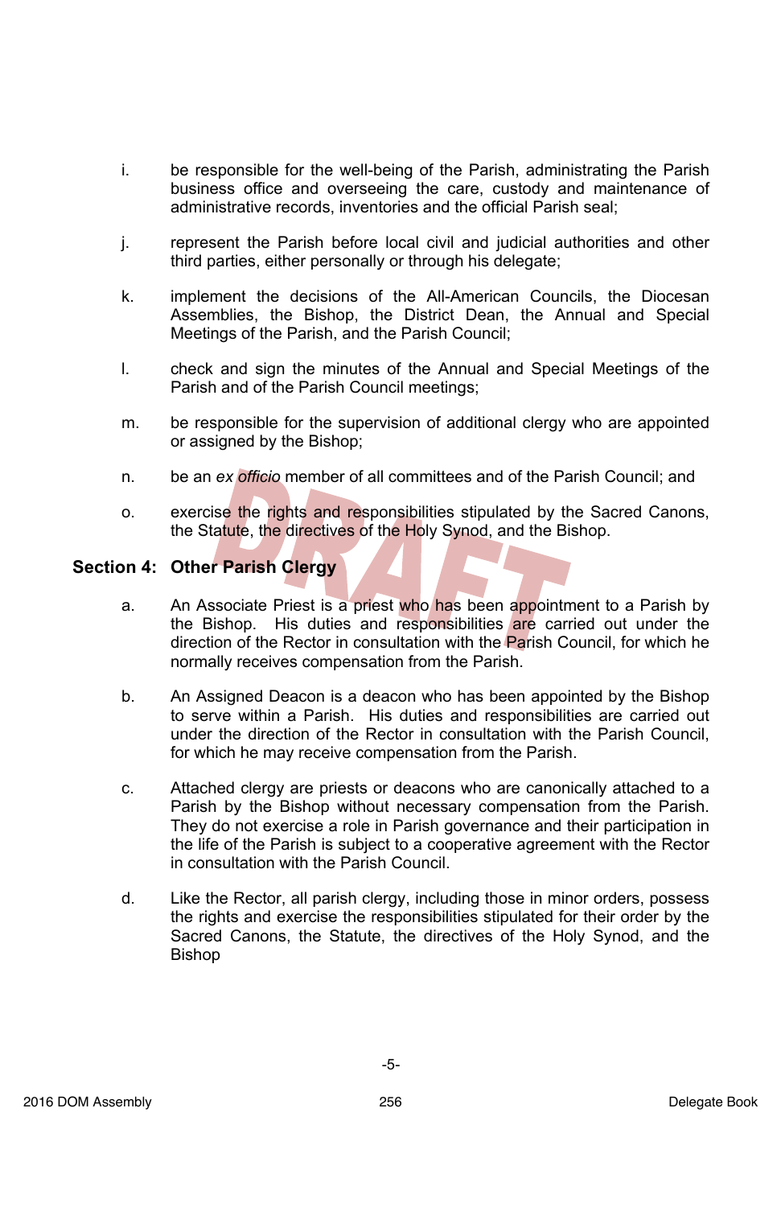i. be responsible for the well-being of the Parish, administrating the Parish business office and overseeing the care, custody and maintenance of administrative records, inventories and the official Parish seal;

j. represent the Parish before local civil and judicial authorities and other third parties, either personally or through his delegate;

k. implement the decisions of the All-American Councils, the Diocesan Assemblies, the Bishop, the District Dean, the Annual and Special Meetings of the Parish, and the Parish Council;

l. check and sign the minutes of the Annual and Special Meetings of the Parish and of the Parish Council meetings;

m. be responsible for the supervision of additional clergy who are appointed or assigned by the Bishop;

n. be an *ex officio* member of all committees and of the Parish Council; and

o. exercise the rights and responsibilities stipulated by the Sacred Canons, the Statute, the directives of the Holy Synod, and the Bishop.

## Section 4: Other Parish Clergy

a. An Associate Priest is a priest who has been appointment to a Parish by the Bishop. His duties and responsibilities are carried out under the direction of the Rector in consultation with the Parish Council, for which he normally receives compensation from the Parish.

b. An Assigned Deacon is a deacon who has been appointed by the Bishop to serve within a Parish. His duties and responsibilities are carried out under the direction of the Rector in consultation with the Parish Council, for which he may receive compensation from the Parish.

c. Attached clergy are priests or deacons who are canonically attached to a Parish by the Bishop without necessary compensation from the Parish. They do not exercise a role in Parish governance and their participation in the life of the Parish is subject to a cooperative agreement with the Rector in consultation with the Parish Council.

d. Like the Rector, all parish clergy, including those in minor orders, possess the rights and exercise the responsibilities stipulated for their order by the Sacred Canons, the Statute, the directives of the Holy Synod, and the Bishop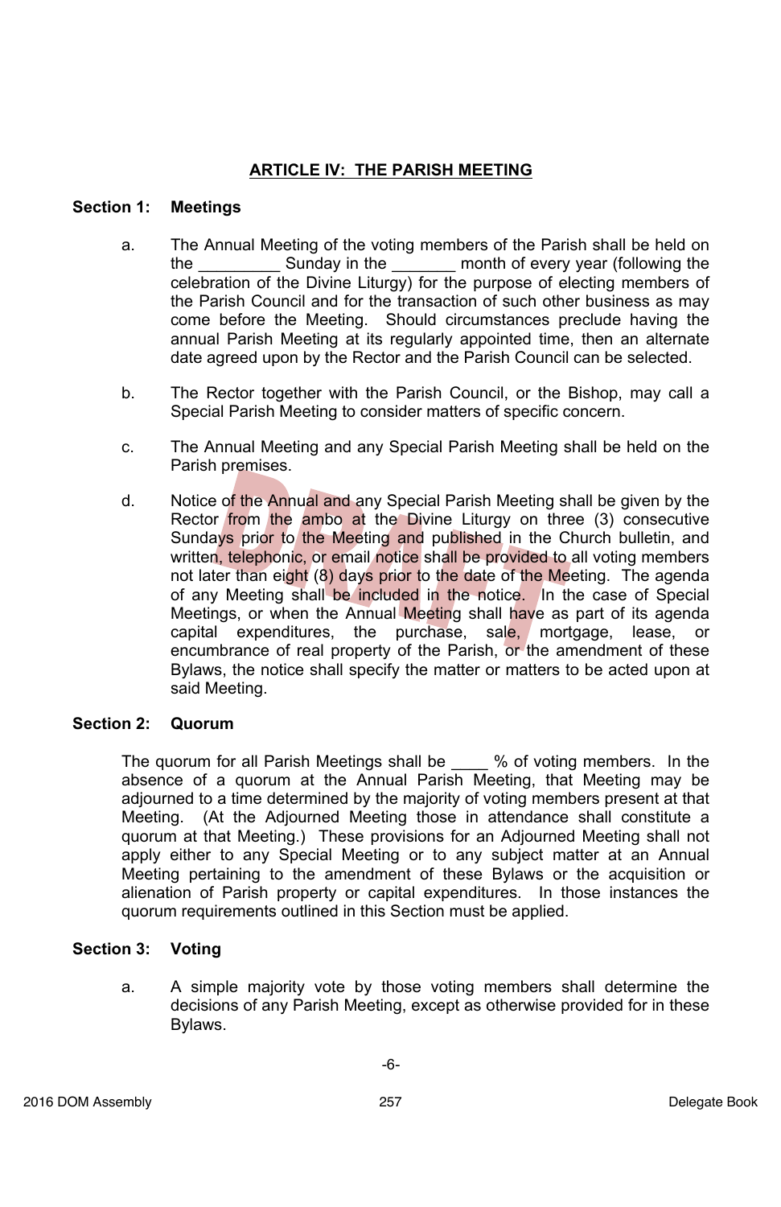## ARTICLE IV: THE PARISH MEETING

### Section 1: Meetings

a. The Annual Meeting of the voting members of the Parish shall be held on the _________ Sunday in the _______ month of every year (following the celebration of the Divine Liturgy) for the purpose of electing members of the Parish Council and for the transaction of such other business as may come before the Meeting. Should circumstances preclude having the annual Parish Meeting at its regularly appointed time, then an alternate date agreed upon by the Rector and the Parish Council can be selected.

b. The Rector together with the Parish Council, or the Bishop, may call a Special Parish Meeting to consider matters of specific concern.

c. The Annual Meeting and any Special Parish Meeting shall be held on the Parish premises.

d. Notice of the Annual and any Special Parish Meeting shall be given by the Rector from the ambo at the Divine Liturgy on three (3) consecutive Sundays prior to the Meeting and published in the Church bulletin, and written, telephonic, or email notice shall be provided to all voting members not later than eight (8) days prior to the date of the Meeting. The agenda of any Meeting shall be included in the notice. In the case of Special Meetings, or when the Annual Meeting shall have as part of its agenda capital expenditures, the purchase, sale, mortgage, lease, or encumbrance of real property of the Parish, or the amendment of these Bylaws, the notice shall specify the matter or matters to be acted upon at said Meeting.

### Section 2: Quorum

The quorum for all Parish Meetings shall be ____ % of voting members. In the absence of a quorum at the Annual Parish Meeting, that Meeting may be adjourned to a time determined by the majority of voting members present at that Meeting. (At the Adjourned Meeting those in attendance shall constitute a quorum at that Meeting.) These provisions for an Adjourned Meeting shall not apply either to any Special Meeting or to any subject matter at an Annual Meeting pertaining to the amendment of these Bylaws or the acquisition or alienation of Parish property or capital expenditures. In those instances the quorum requirements outlined in this Section must be applied.

### Section 3: Voting

a. A simple majority vote by those voting members shall determine the decisions of any Parish Meeting, except as otherwise provided for in these Bylaws.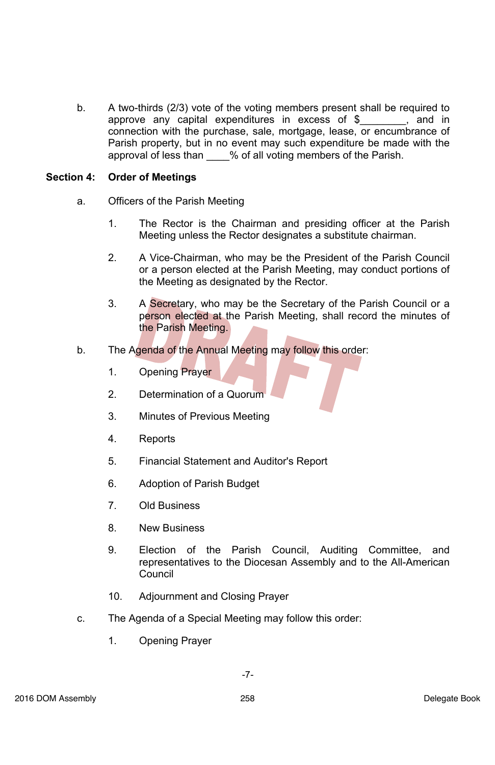b. A two-thirds (2/3) vote of the voting members present shall be required to approve any capital expenditures in excess of $________, and in connection with the purchase, sale, mortgage, lease, or encumbrance of Parish property, but in no event may such expenditure be made with the approval of less than ____% of all voting members of the Parish.

**Section 4: Order of Meetings**

a. Officers of the Parish Meeting

1. The Rector is the Chairman and presiding officer at the Parish Meeting unless the Rector designates a substitute chairman.

2. A Vice-Chairman, who may be the President of the Parish Council or a person elected at the Parish Meeting, may conduct portions of the Meeting as designated by the Rector.

3. A Secretary, who may be the Secretary of the Parish Council or a person elected at the Parish Meeting, shall record the minutes of the Parish Meeting.

b. The Agenda of the Annual Meeting may follow this order:

1. Opening Prayer

2. Determination of a Quorum

3. Minutes of Previous Meeting

4. Reports

5. Financial Statement and Auditor's Report

6. Adoption of Parish Budget

7. Old Business

8. New Business

9. Election of the Parish Council, Auditing Committee, and representatives to the Diocesan Assembly and to the All-American Council

10. Adjournment and Closing Prayer

c. The Agenda of a Special Meeting may follow this order:

1. Opening Prayer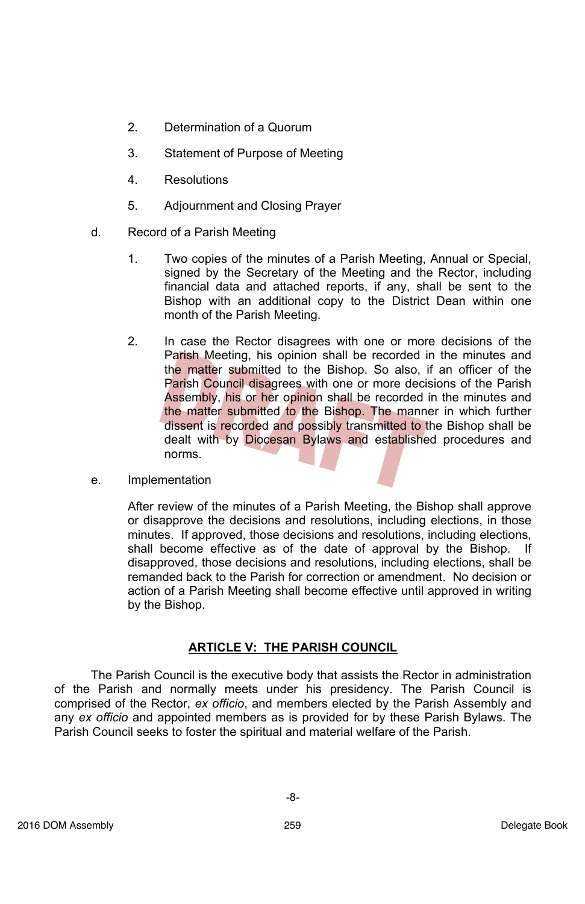2. Determination of a Quorum

3. Statement of Purpose of Meeting

4. Resolutions

5. Adjournment and Closing Prayer

d. Record of a Parish Meeting

1. Two copies of the minutes of a Parish Meeting, Annual or Special, signed by the Secretary of the Meeting and the Rector, including financial data and attached reports, if any, shall be sent to the Bishop with an additional copy to the District Dean within one month of the Parish Meeting.

2. In case the Rector disagrees with one or more decisions of the Parish Meeting, his opinion shall be recorded in the minutes and the matter submitted to the Bishop. So also, if an officer of the Parish Council disagrees with one or more decisions of the Parish Assembly, his or her opinion shall be recorded in the minutes and the matter submitted to the Bishop. The manner in which further dissent is recorded and possibly transmitted to the Bishop shall be dealt with by Diocesan Bylaws and established procedures and norms.

e. Implementation

After review of the minutes of a Parish Meeting, the Bishop shall approve or disapprove the decisions and resolutions, including elections, in those minutes. If approved, those decisions and resolutions, including elections, shall become effective as of the date of approval by the Bishop. If disapproved, those decisions and resolutions, including elections, shall be remanded back to the Parish for correction or amendment. No decision or action of a Parish Meeting shall become effective until approved in writing by the Bishop.

## ARTICLE V: THE PARISH COUNCIL

The Parish Council is the executive body that assists the Rector in administration of the Parish and normally meets under his presidency. The Parish Council is comprised of the Rector, *ex officio*, and members elected by the Parish Assembly and any *ex officio* and appointed members as is provided for by these Parish Bylaws. The Parish Council seeks to foster the spiritual and material welfare of the Parish.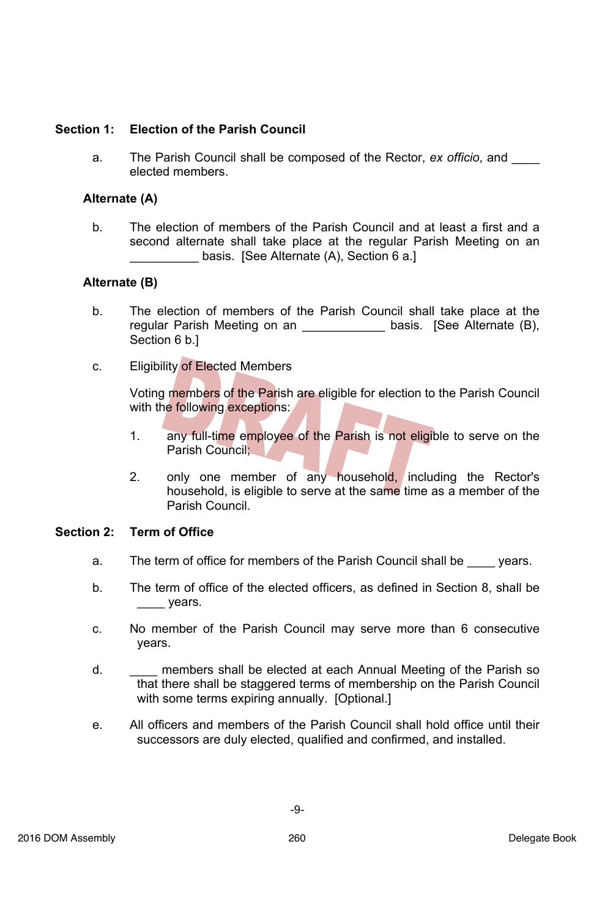**Section 1: Election of the Parish Council**

a. The Parish Council shall be composed of the Rector, *ex officio*, and ____ elected members.

**Alternate (A)**

b. The election of members of the Parish Council and at least a first and a second alternate shall take place at the regular Parish Meeting on an __________ basis. [See Alternate (A), Section 6 a.]

**Alternate (B)**

b. The election of members of the Parish Council shall take place at the regular Parish Meeting on an ____________ basis. [See Alternate (B), Section 6 b.]

c. Eligibility of Elected Members

Voting members of the Parish are eligible for election to the Parish Council with the following exceptions:

1. any full-time employee of the Parish is not eligible to serve on the Parish Council;

2. only one member of any household, including the Rector's household, is eligible to serve at the same time as a member of the Parish Council.

**Section 2: Term of Office**

a. The term of office for members of the Parish Council shall be ____ years.

b. The term of office of the elected officers, as defined in Section 8, shall be ____ years.

c. No member of the Parish Council may serve more than 6 consecutive years.

d. ____ members shall be elected at each Annual Meeting of the Parish so that there shall be staggered terms of membership on the Parish Council with some terms expiring annually. [Optional.]

e. All officers and members of the Parish Council shall hold office until their successors are duly elected, qualified and confirmed, and installed.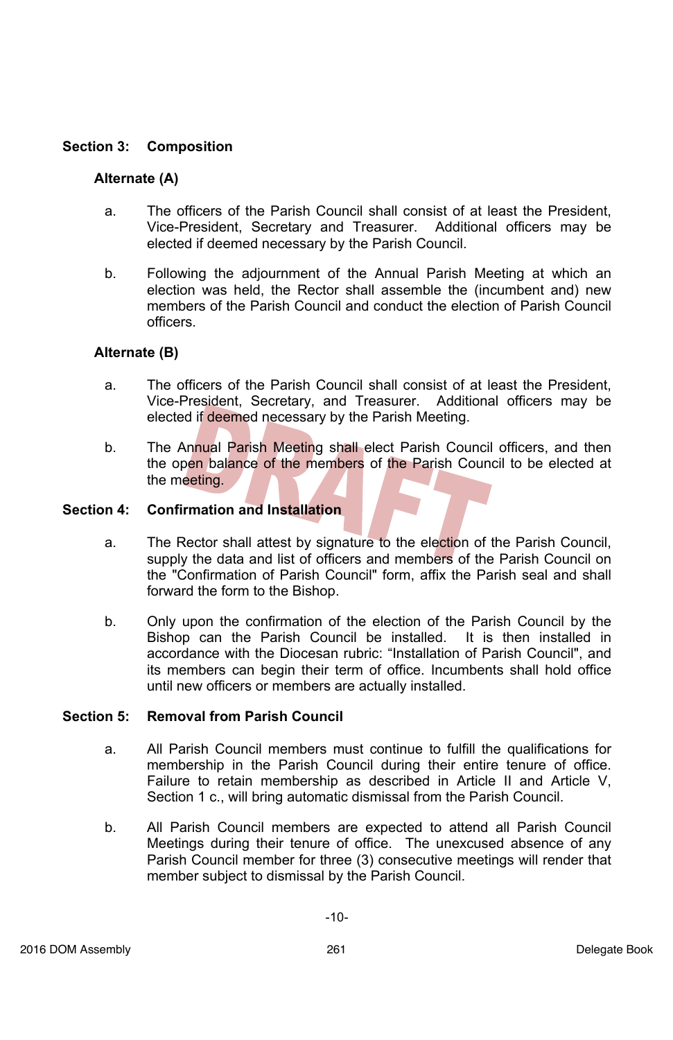**Section 3: Composition**

**Alternate (A)**

a. The officers of the Parish Council shall consist of at least the President, Vice-President, Secretary and Treasurer. Additional officers may be elected if deemed necessary by the Parish Council.

b. Following the adjournment of the Annual Parish Meeting at which an election was held, the Rector shall assemble the (incumbent and) new members of the Parish Council and conduct the election of Parish Council officers.

**Alternate (B)**

a. The officers of the Parish Council shall consist of at least the President, Vice-President, Secretary, and Treasurer. Additional officers may be elected if deemed necessary by the Parish Meeting.

b. The Annual Parish Meeting shall elect Parish Council officers, and then the open balance of the members of the Parish Council to be elected at the meeting.

**Section 4: Confirmation and Installation**

a. The Rector shall attest by signature to the election of the Parish Council, supply the data and list of officers and members of the Parish Council on the "Confirmation of Parish Council" form, affix the Parish seal and shall forward the form to the Bishop.

b. Only upon the confirmation of the election of the Parish Council by the Bishop can the Parish Council be installed. It is then installed in accordance with the Diocesan rubric: “Installation of Parish Council", and its members can begin their term of office. Incumbents shall hold office until new officers or members are actually installed.

**Section 5: Removal from Parish Council**

a. All Parish Council members must continue to fulfill the qualifications for membership in the Parish Council during their entire tenure of office. Failure to retain membership as described in Article II and Article V, Section 1 c., will bring automatic dismissal from the Parish Council.

b. All Parish Council members are expected to attend all Parish Council Meetings during their tenure of office. The unexcused absence of any Parish Council member for three (3) consecutive meetings will render that member subject to dismissal by the Parish Council.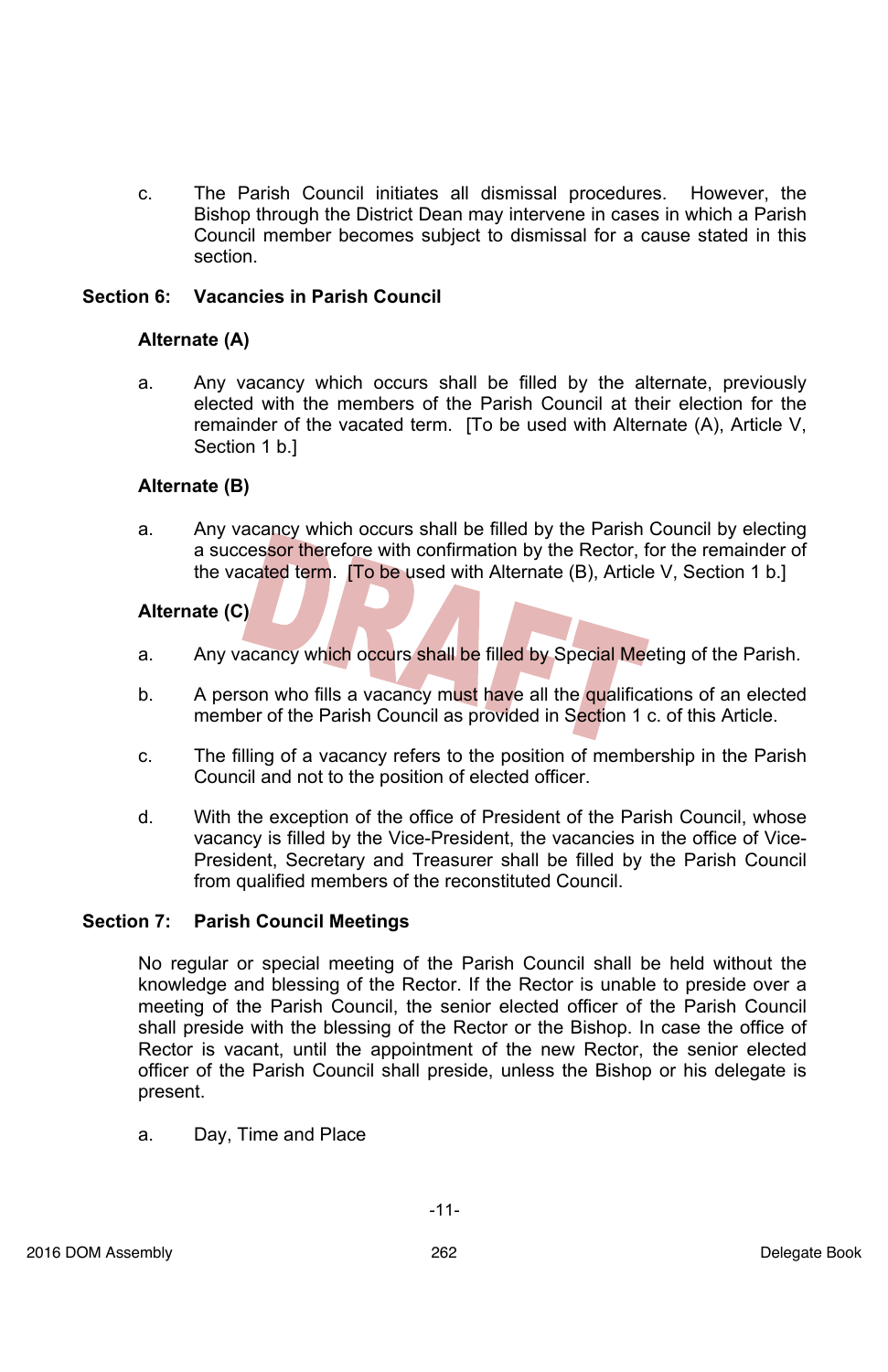c. The Parish Council initiates all dismissal procedures. However, the Bishop through the District Dean may intervene in cases in which a Parish Council member becomes subject to dismissal for a cause stated in this section.

### Section 6: Vacancies in Parish Council

**Alternate (A)**

a. Any vacancy which occurs shall be filled by the alternate, previously elected with the members of the Parish Council at their election for the remainder of the vacated term. [To be used with Alternate (A), Article V, Section 1 b.]

**Alternate (B)**

a. Any vacancy which occurs shall be filled by the Parish Council by electing a successor therefore with confirmation by the Rector, for the remainder of the vacated term. [To be used with Alternate (B), Article V, Section 1 b.]

**Alternate (C)**

a. Any vacancy which occurs shall be filled by Special Meeting of the Parish.

b. A person who fills a vacancy must have all the qualifications of an elected member of the Parish Council as provided in Section 1 c. of this Article.

c. The filling of a vacancy refers to the position of membership in the Parish Council and not to the position of elected officer.

d. With the exception of the office of President of the Parish Council, whose vacancy is filled by the Vice-President, the vacancies in the office of Vice-President, Secretary and Treasurer shall be filled by the Parish Council from qualified members of the reconstituted Council.

### Section 7: Parish Council Meetings

No regular or special meeting of the Parish Council shall be held without the knowledge and blessing of the Rector. If the Rector is unable to preside over a meeting of the Parish Council, the senior elected officer of the Parish Council shall preside with the blessing of the Rector or the Bishop. In case the office of Rector is vacant, until the appointment of the new Rector, the senior elected officer of the Parish Council shall preside, unless the Bishop or his delegate is present.

a. Day, Time and Place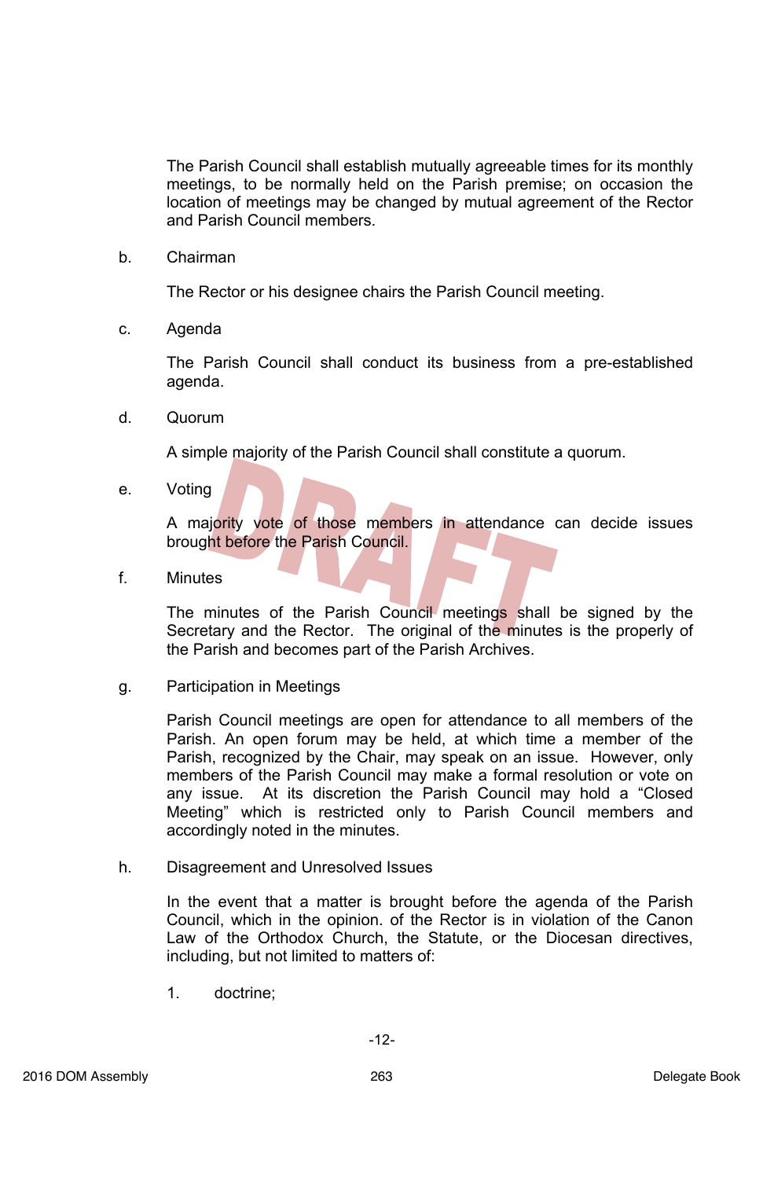The Parish Council shall establish mutually agreeable times for its monthly meetings, to be normally held on the Parish premise; on occasion the location of meetings may be changed by mutual agreement of the Rector and Parish Council members.

b. Chairman

The Rector or his designee chairs the Parish Council meeting.

c. Agenda

The Parish Council shall conduct its business from a pre-established agenda.

d. Quorum

A simple majority of the Parish Council shall constitute a quorum.

e. Voting

A majority vote of those members in attendance can decide issues brought before the Parish Council.

f. Minutes

The minutes of the Parish Council meetings shall be signed by the Secretary and the Rector. The original of the minutes is the properly of the Parish and becomes part of the Parish Archives.

g. Participation in Meetings

Parish Council meetings are open for attendance to all members of the Parish. An open forum may be held, at which time a member of the Parish, recognized by the Chair, may speak on an issue. However, only members of the Parish Council may make a formal resolution or vote on any issue. At its discretion the Parish Council may hold a "Closed Meeting" which is restricted only to Parish Council members and accordingly noted in the minutes.

h. Disagreement and Unresolved Issues

In the event that a matter is brought before the agenda of the Parish Council, which in the opinion. of the Rector is in violation of the Canon Law of the Orthodox Church, the Statute, or the Diocesan directives, including, but not limited to matters of:

1. doctrine;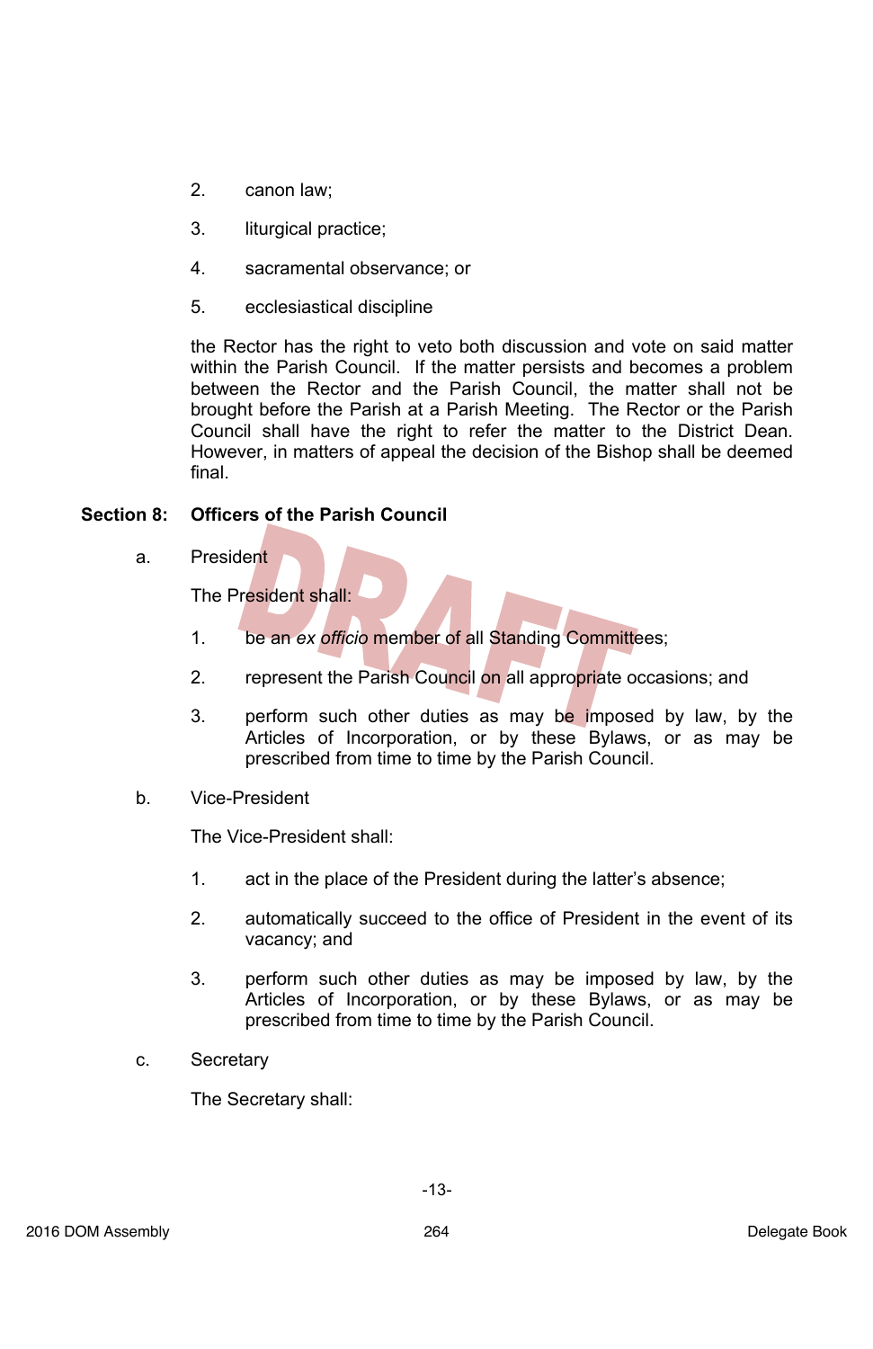2. canon law;

3. liturgical practice;

4. sacramental observance; or

5. ecclesiastical discipline

the Rector has the right to veto both discussion and vote on said matter within the Parish Council. If the matter persists and becomes a problem between the Rector and the Parish Council, the matter shall not be brought before the Parish at a Parish Meeting. The Rector or the Parish Council shall have the right to refer the matter to the District Dean. However, in matters of appeal the decision of the Bishop shall be deemed final.

**Section 8: Officers of the Parish Council**

a. President

The President shall:

1. be an *ex officio* member of all Standing Committees;

2. represent the Parish Council on all appropriate occasions; and

3. perform such other duties as may be imposed by law, by the Articles of Incorporation, or by these Bylaws, or as may be prescribed from time to time by the Parish Council.

b. Vice-President

The Vice-President shall:

1. act in the place of the President during the latter's absence;

2. automatically succeed to the office of President in the event of its vacancy; and

3. perform such other duties as may be imposed by law, by the Articles of Incorporation, or by these Bylaws, or as may be prescribed from time to time by the Parish Council.

c. Secretary

The Secretary shall: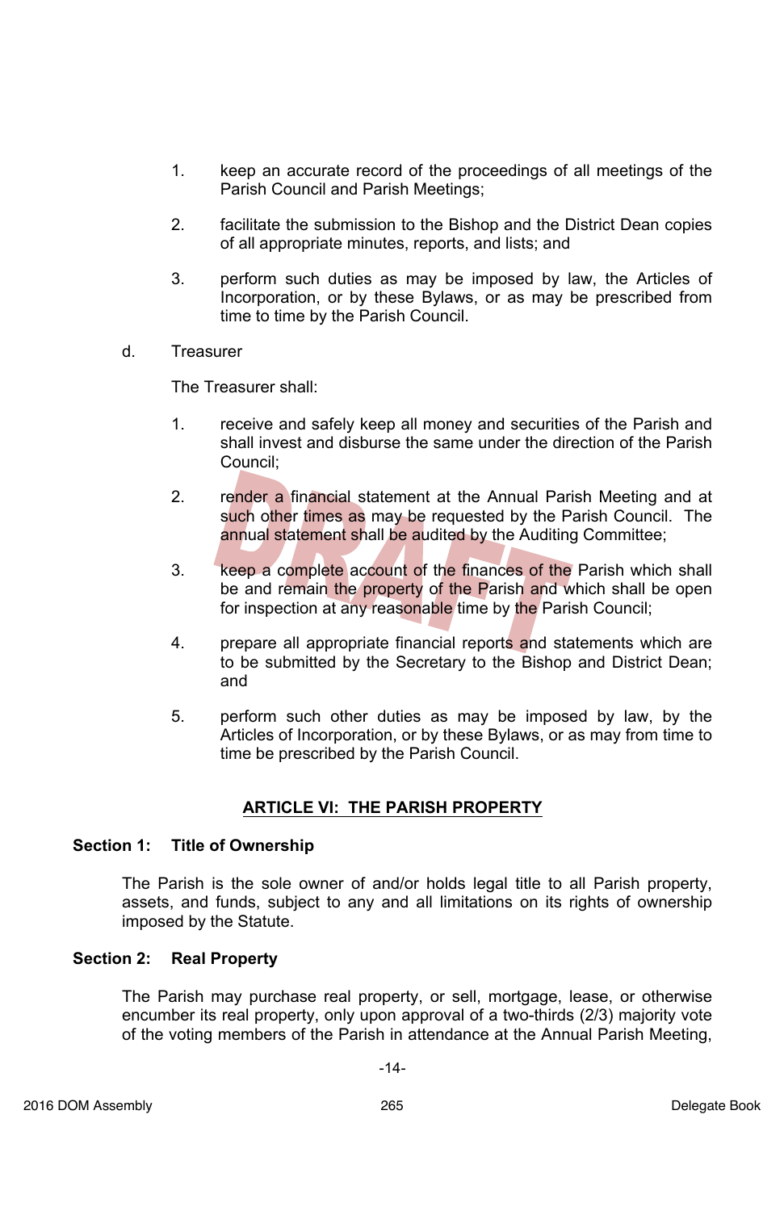1. keep an accurate record of the proceedings of all meetings of the Parish Council and Parish Meetings;

2. facilitate the submission to the Bishop and the District Dean copies of all appropriate minutes, reports, and lists; and

3. perform such duties as may be imposed by law, the Articles of Incorporation, or by these Bylaws, or as may be prescribed from time to time by the Parish Council.

d. Treasurer

The Treasurer shall:

1. receive and safely keep all money and securities of the Parish and shall invest and disburse the same under the direction of the Parish Council;

2. render a financial statement at the Annual Parish Meeting and at such other times as may be requested by the Parish Council. The annual statement shall be audited by the Auditing Committee;

3. keep a complete account of the finances of the Parish which shall be and remain the property of the Parish and which shall be open for inspection at any reasonable time by the Parish Council;

4. prepare all appropriate financial reports and statements which are to be submitted by the Secretary to the Bishop and District Dean; and

5. perform such other duties as may be imposed by law, by the Articles of Incorporation, or by these Bylaws, or as may from time to time be prescribed by the Parish Council.

## ARTICLE VI: THE PARISH PROPERTY

### Section 1: Title of Ownership

The Parish is the sole owner of and/or holds legal title to all Parish property, assets, and funds, subject to any and all limitations on its rights of ownership imposed by the Statute.

### Section 2: Real Property

The Parish may purchase real property, or sell, mortgage, lease, or otherwise encumber its real property, only upon approval of a two-thirds (2/3) majority vote of the voting members of the Parish in attendance at the Annual Parish Meeting,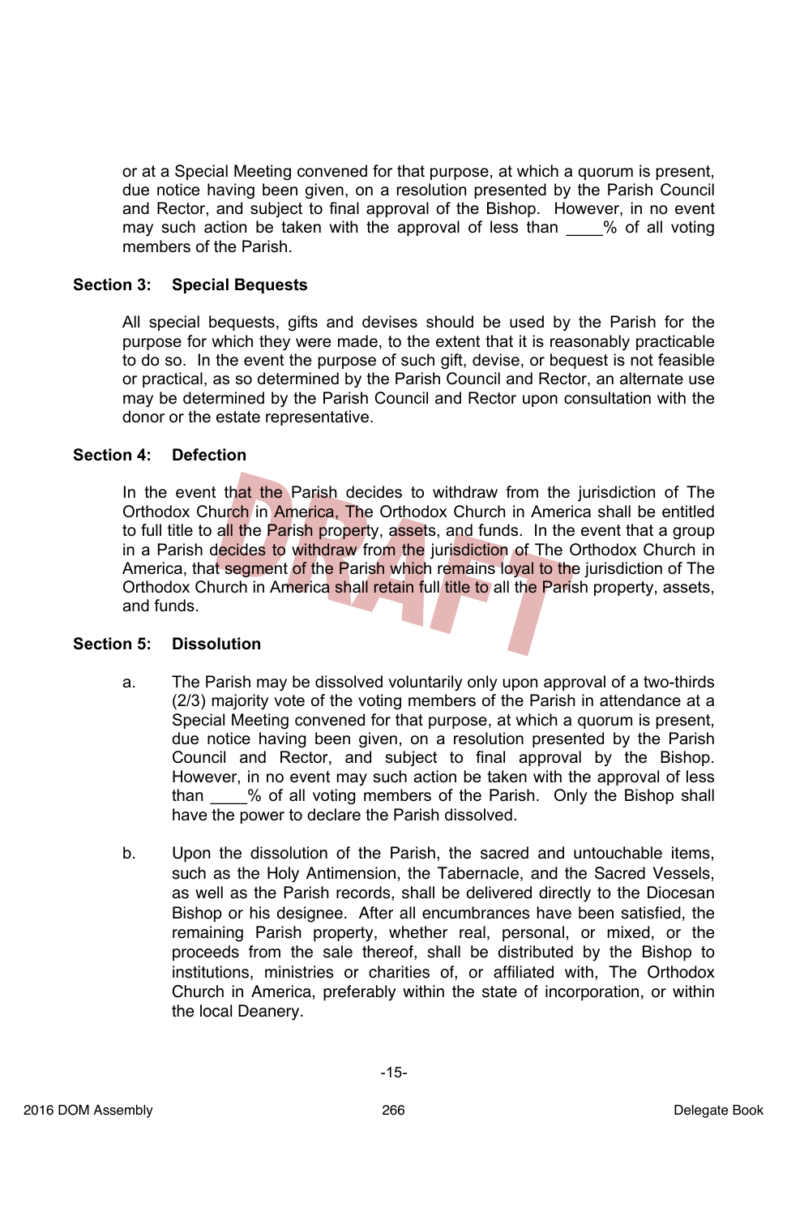or at a Special Meeting convened for that purpose, at which a quorum is present, due notice having been given, on a resolution presented by the Parish Council and Rector, and subject to final approval of the Bishop. However, in no event may such action be taken with the approval of less than ____% of all voting members of the Parish.

**Section 3: Special Bequests**

All special bequests, gifts and devises should be used by the Parish for the purpose for which they were made, to the extent that it is reasonably practicable to do so. In the event the purpose of such gift, devise, or bequest is not feasible or practical, as so determined by the Parish Council and Rector, an alternate use may be determined by the Parish Council and Rector upon consultation with the donor or the estate representative.

**Section 4: Defection**

In the event that the Parish decides to withdraw from the jurisdiction of The Orthodox Church in America, The Orthodox Church in America shall be entitled to full title to all the Parish property, assets, and funds. In the event that a group in a Parish decides to withdraw from the jurisdiction of The Orthodox Church in America, that segment of the Parish which remains loyal to the jurisdiction of The Orthodox Church in America shall retain full title to all the Parish property, assets, and funds.

**Section 5: Dissolution**

a. The Parish may be dissolved voluntarily only upon approval of a two-thirds (2/3) majority vote of the voting members of the Parish in attendance at a Special Meeting convened for that purpose, at which a quorum is present, due notice having been given, on a resolution presented by the Parish Council and Rector, and subject to final approval by the Bishop. However, in no event may such action be taken with the approval of less than ____% of all voting members of the Parish. Only the Bishop shall have the power to declare the Parish dissolved.

b. Upon the dissolution of the Parish, the sacred and untouchable items, such as the Holy Antimension, the Tabernacle, and the Sacred Vessels, as well as the Parish records, shall be delivered directly to the Diocesan Bishop or his designee. After all encumbrances have been satisfied, the remaining Parish property, whether real, personal, or mixed, or the proceeds from the sale thereof, shall be distributed by the Bishop to institutions, ministries or charities of, or affiliated with, The Orthodox Church in America, preferably within the state of incorporation, or within the local Deanery.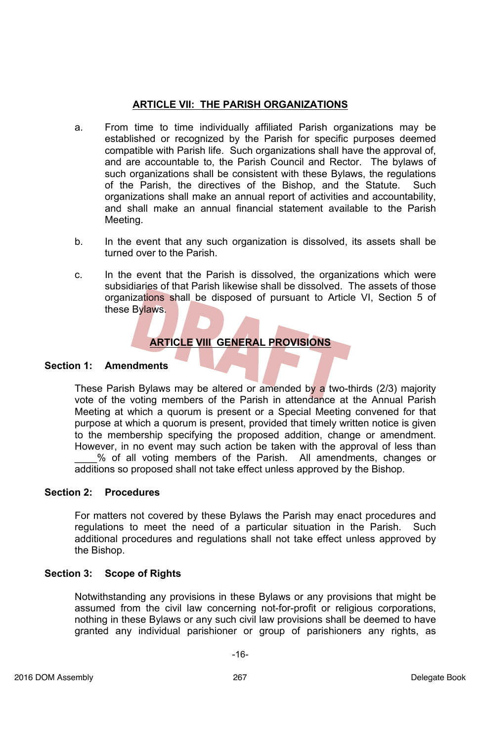## ARTICLE VII: THE PARISH ORGANIZATIONS

a. From time to time individually affiliated Parish organizations may be established or recognized by the Parish for specific purposes deemed compatible with Parish life. Such organizations shall have the approval of, and are accountable to, the Parish Council and Rector. The bylaws of such organizations shall be consistent with these Bylaws, the regulations of the Parish, the directives of the Bishop, and the Statute. Such organizations shall make an annual report of activities and accountability, and shall make an annual financial statement available to the Parish Meeting.

b. In the event that any such organization is dissolved, its assets shall be turned over to the Parish.

c. In the event that the Parish is dissolved, the organizations which were subsidiaries of that Parish likewise shall be dissolved. The assets of those organizations shall be disposed of pursuant to Article VI, Section 5 of these Bylaws.

## ARTICLE VIII GENERAL PROVISIONS

**Section 1: Amendments**

These Parish Bylaws may be altered or amended by a two-thirds (2/3) majority vote of the voting members of the Parish in attendance at the Annual Parish Meeting at which a quorum is present or a Special Meeting convened for that purpose at which a quorum is present, provided that timely written notice is given to the membership specifying the proposed addition, change or amendment. However, in no event may such action be taken with the approval of less than ____% of all voting members of the Parish. All amendments, changes or additions so proposed shall not take effect unless approved by the Bishop.

**Section 2: Procedures**

For matters not covered by these Bylaws the Parish may enact procedures and regulations to meet the need of a particular situation in the Parish. Such additional procedures and regulations shall not take effect unless approved by the Bishop.

**Section 3: Scope of Rights**

Notwithstanding any provisions in these Bylaws or any provisions that might be assumed from the civil law concerning not-for-profit or religious corporations, nothing in these Bylaws or any such civil law provisions shall be deemed to have granted any individual parishioner or group of parishioners any rights, as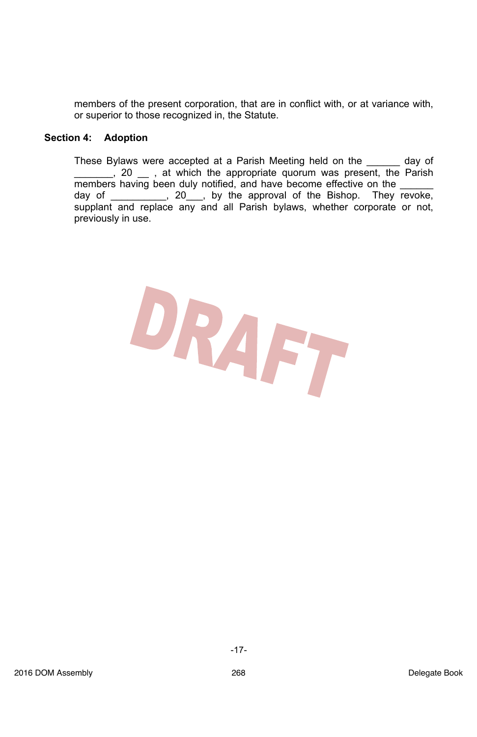members of the present corporation, that are in conflict with, or at variance with, or superior to those recognized in, the Statute.

### Section 4: Adoption

These Bylaws were accepted at a Parish Meeting held on the ______ day of _______, 20 __ , at which the appropriate quorum was present, the Parish members having been duly notified, and have become effective on the ______ day of __________, 20___, by the approval of the Bishop. They revoke, supplant and replace any and all Parish bylaws, whether corporate or not, previously in use.

DRAFT